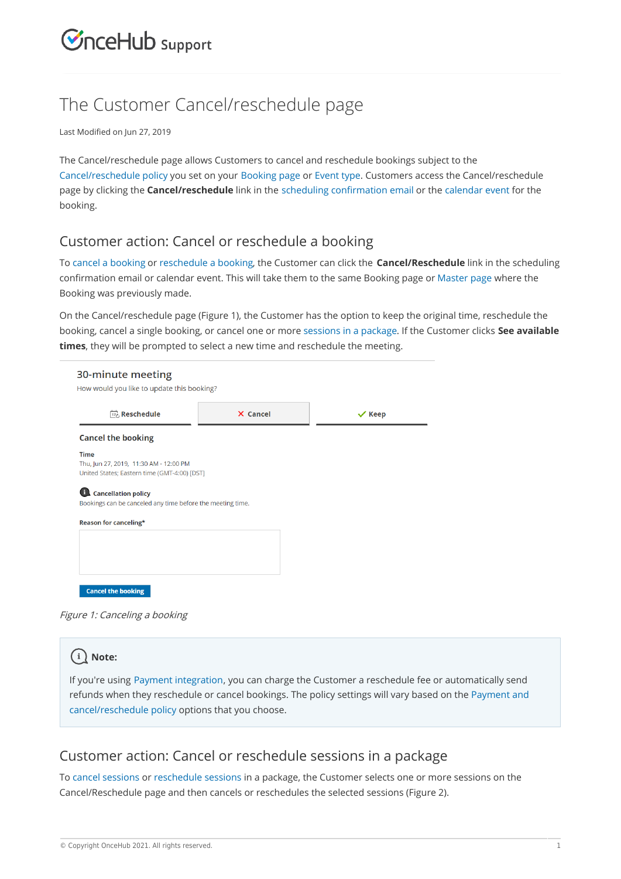# The Customer Cancel/reschedule page

Last Modified on Jun 27, 2019

The Cancel/reschedule page allows Customers to cancel and reschedule bookings subject to the Cancel/reschedule policy you set on your Booking page or Event type. Customers access the Cancel/reschedule page by clicking the **Cancel/reschedule** link in the scheduling confirmation email or the calendar event for the booking.

## Customer action: Cancel or reschedule a booking

To cancel a booking or reschedule a booking, the Customer can click the **Cancel/Reschedule** link in the scheduling confirmation email or calendar event. This will take them to the same Booking page or Master page where the Booking was previously made.

On the Cancel/reschedule page (Figure 1), the Customer has the option to keep the original time, reschedule the booking, cancel a single booking, or cancel one or more sessions in a package. If the Customer clicks **See available times**, they will be prompted to select a new time and reschedule the meeting.

30-minute meeting

How would you like to update this booking?

Reschedule | ✕ Cancel | ✓ Keep

**Cancel the booking**

**Time**

Thu, Jun 27, 2019, 11:30 AM - 12:00 PM

United States; Eastern time (GMT-4:00) [DST]

**Cancellation policy**

Bookings can be canceled any time before the meeting time.

**Reason for canceling***

Cancel the booking

*Figure 1: Canceling a booking*

> **Note:**
>
> If you're using Payment integration, you can charge the Customer a reschedule fee or automatically send refunds when they reschedule or cancel bookings. The policy settings will vary based on the Payment and cancel/reschedule policy options that you choose.

## Customer action: Cancel or reschedule sessions in a package

To cancel sessions or reschedule sessions in a package, the Customer selects one or more sessions on the Cancel/Reschedule page and then cancels or reschedules the selected sessions (Figure 2).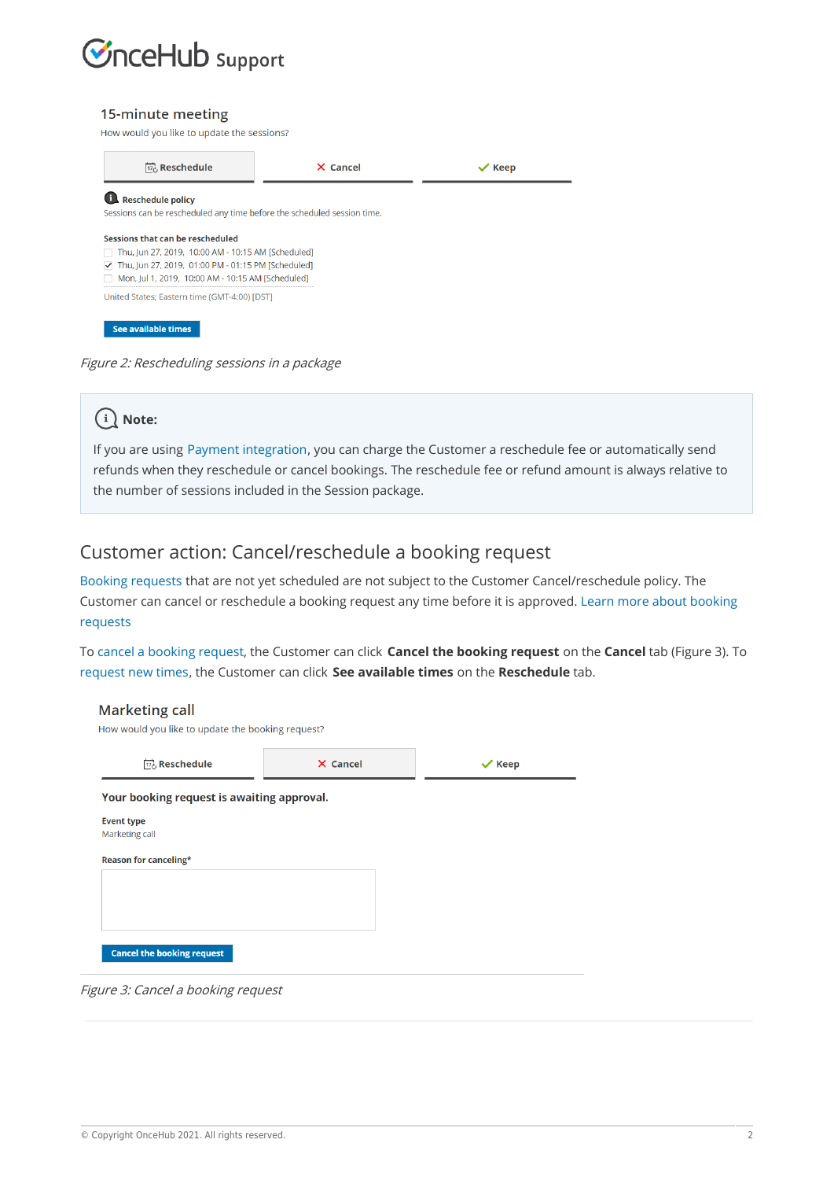15-minute meeting

How would you like to update the sessions?

Reschedule | Cancel | Keep

Reschedule policy

Sessions can be rescheduled any time before the scheduled session time.

Sessions that can be rescheduled

- [ ] Thu, Jun 27, 2019, 10:00 AM - 10:15 AM [Scheduled]
- [x] Thu, Jun 27, 2019, 01:00 PM - 01:15 PM [Scheduled]
- [ ] Mon, Jul 1, 2019, 10:00 AM - 10:15 AM [Scheduled]

United States; Eastern time (GMT-4:00) [DST]

See available times

*Figure 2: Rescheduling sessions in a package*

> **Note:**
>
> If you are using Payment integration, you can charge the Customer a reschedule fee or automatically send refunds when they reschedule or cancel bookings. The reschedule fee or refund amount is always relative to the number of sessions included in the Session package.

## Customer action: Cancel/reschedule a booking request

Booking requests that are not yet scheduled are not subject to the Customer Cancel/reschedule policy. The Customer can cancel or reschedule a booking request any time before it is approved. Learn more about booking requests

To cancel a booking request, the Customer can click **Cancel the booking request** on the **Cancel** tab (Figure 3). To request new times, the Customer can click **See available times** on the **Reschedule** tab.

Marketing call

How would you like to update the booking request?

Reschedule | Cancel | Keep

**Your booking request is awaiting approval.**

Event type

Marketing call

Reason for canceling*

Cancel the booking request

*Figure 3: Cancel a booking request*